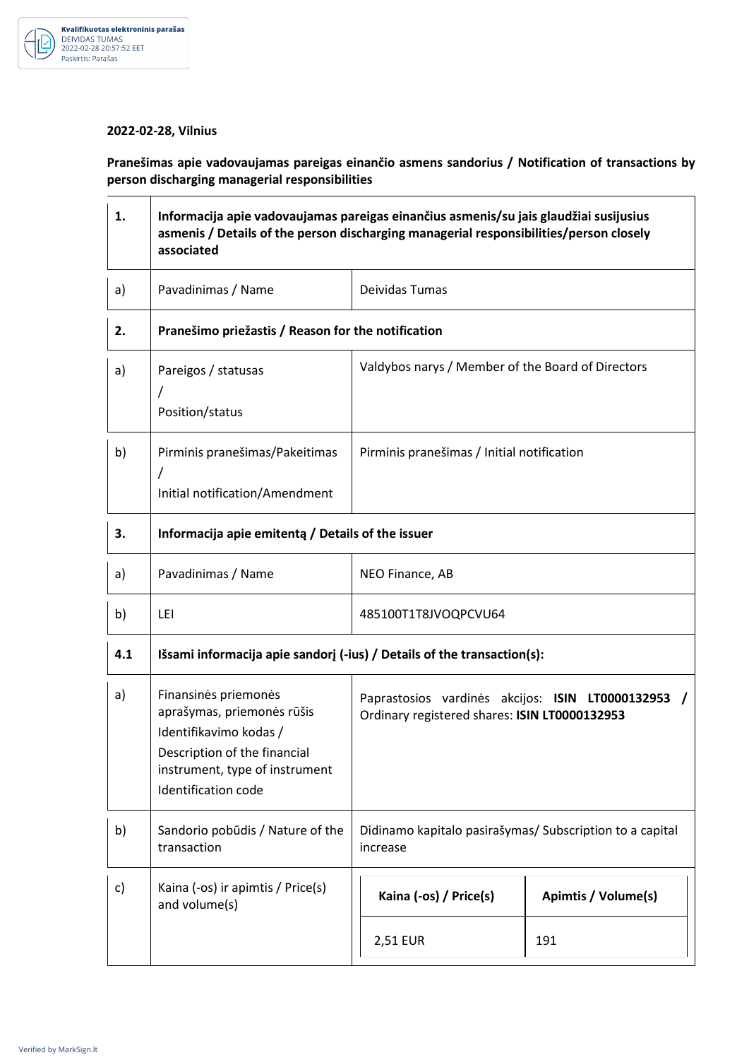Kvalifikuotas elektroninis parašas
DEIVIDAS TUMAS
2022-02-28 20:57:52 EET
Paskirtis: Parašas

**2022-02-28, Vilnius**

**Pranešimas apie vadovaujamas pareigas einančio asmens sandorius / Notification of transactions by person discharging managerial responsibilities**

| | | |
|---|---|---|
| **1.** | **Informacija apie vadovaujamas pareigas einančius asmenis/su jais glaudžiai susijusius asmenis / Details of the person discharging managerial responsibilities/person closely associated** | |
| a) | Pavadinimas / Name | Deividas Tumas |
| **2.** | **Pranešimo priežastis / Reason for the notification** | |
| a) | Pareigos / statusas / Position/status | Valdybos narys / Member of the Board of Directors |
| b) | Pirminis pranešimas/Pakeitimas / Initial notification/Amendment | Pirminis pranešimas / Initial notification |
| **3.** | **Informacija apie emitentą / Details of the issuer** | |
| a) | Pavadinimas / Name | NEO Finance, AB |
| b) | LEI | 485100T1T8JVOQPCVU64 |
| **4.1** | **Išsami informacija apie sandorį (-ius) / Details of the transaction(s):** | |
| a) | Finansinės priemonės aprašymas, priemonės rūšis Identifikavimo kodas / Description of the financial instrument, type of instrument Identification code | Paprastosios vardinės akcijos: **ISIN LT0000132953 /** Ordinary registered shares: **ISIN LT0000132953** |
| b) | Sandorio pobūdis / Nature of the transaction | Didinamo kapitalo pasirašymas/ Subscription to a capital increase |
| c) | Kaina (-os) ir apimtis / Price(s) and volume(s) | **Kaina (-os) / Price(s):** 2,51 EUR; **Apimtis / Volume(s):** 191 |

Verified by MarkSign.lt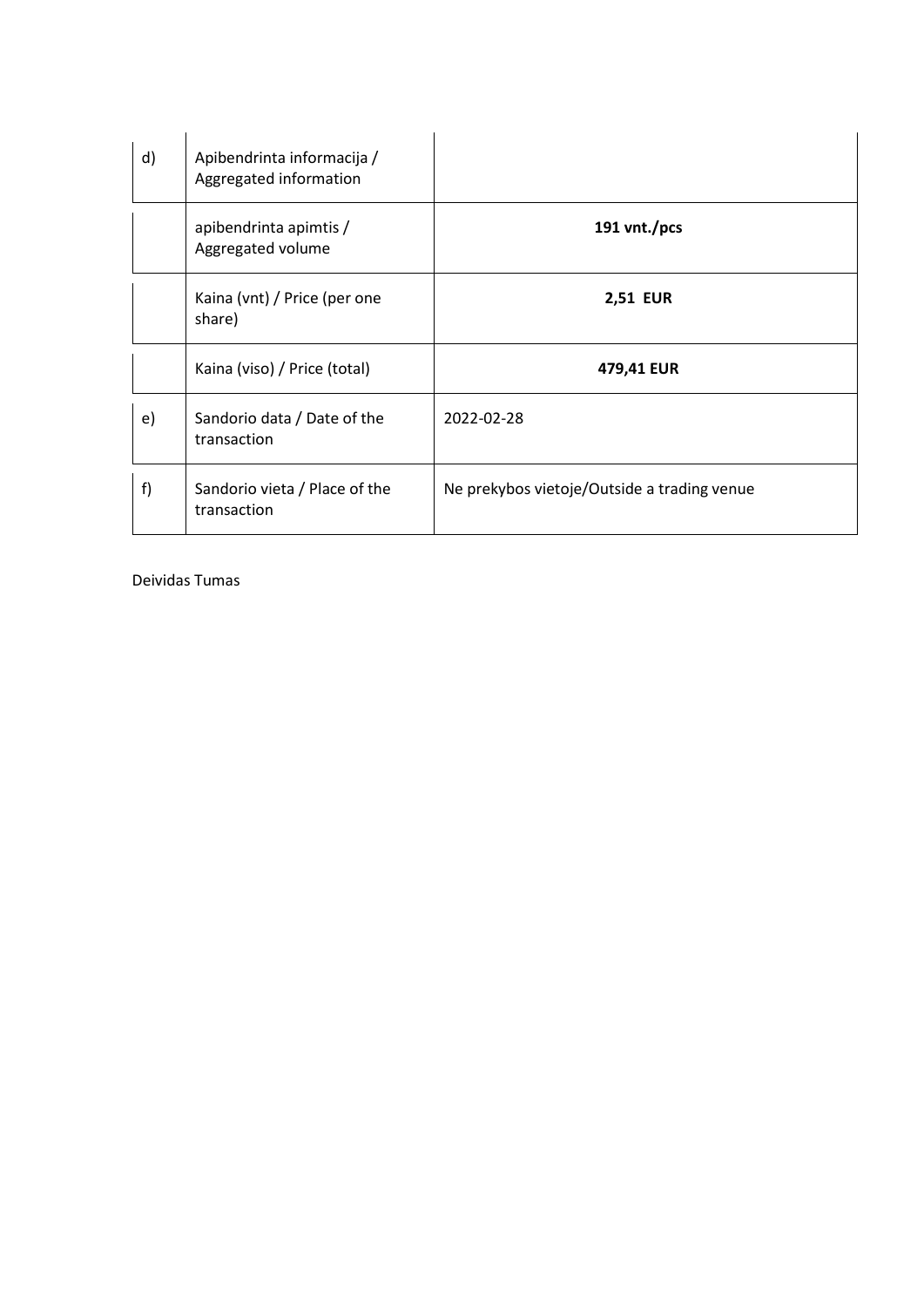| | | |
|---|---|---|
| d) | Apibendrinta informacija / Aggregated information | |
| | apibendrinta apimtis / Aggregated volume | **191 vnt./pcs** |
| | Kaina (vnt) / Price (per one share) | **2,51 EUR** |
| | Kaina (viso) / Price (total) | **479,41 EUR** |
| e) | Sandorio data / Date of the transaction | 2022-02-28 |
| f) | Sandorio vieta / Place of the transaction | Ne prekybos vietoje/Outside a trading venue |

Deividas Tumas